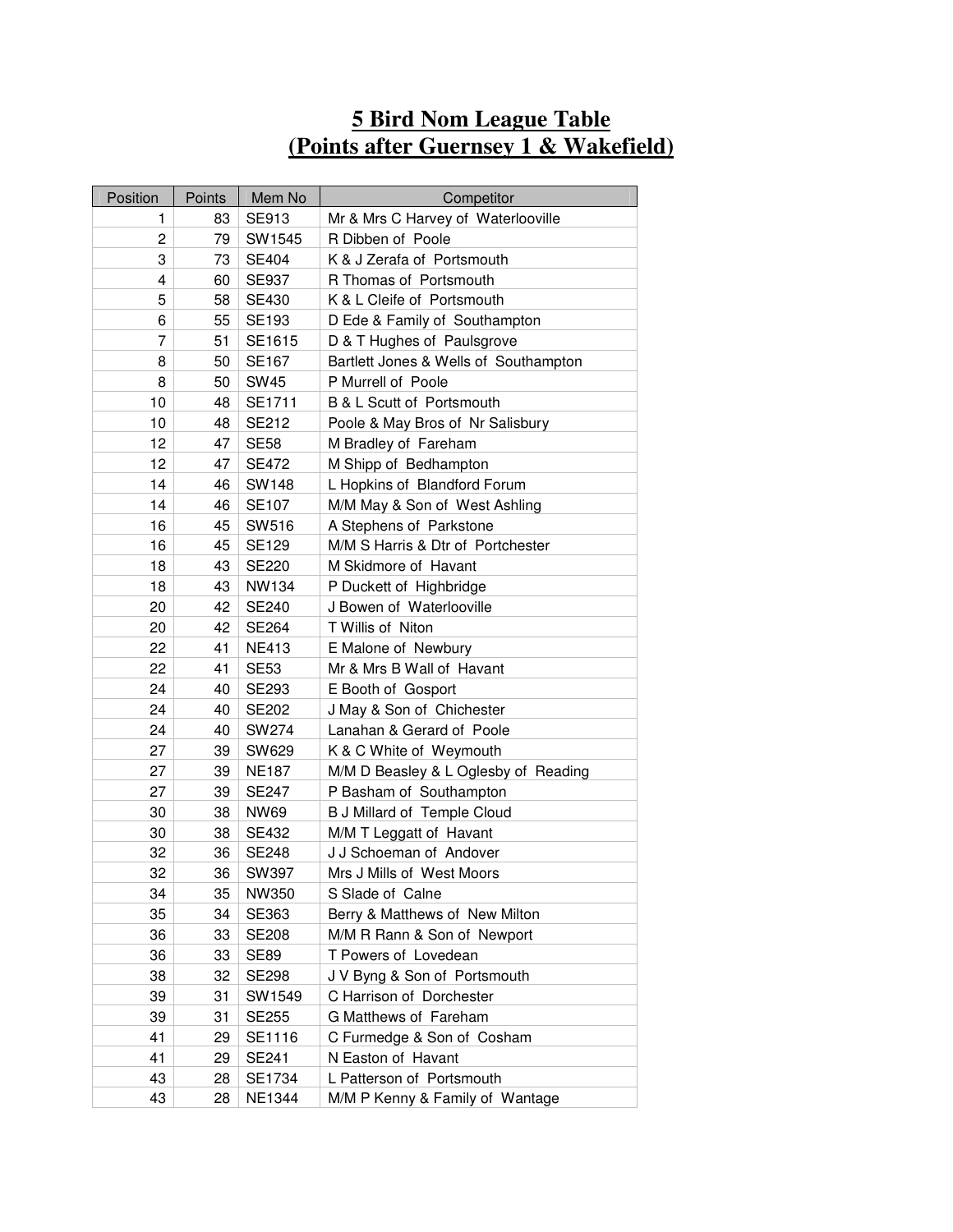# 5 Bird Nom League Table
# (Points after Guernsey 1 & Wakefield)

| Position | Points | Mem No | Competitor |
|---|---|---|---|
| 1 | 83 | SE913 | Mr & Mrs C Harvey of Waterlooville |
| 2 | 79 | SW1545 | R Dibben of Poole |
| 3 | 73 | SE404 | K & J Zerafa of Portsmouth |
| 4 | 60 | SE937 | R Thomas of Portsmouth |
| 5 | 58 | SE430 | K & L Cleife of Portsmouth |
| 6 | 55 | SE193 | D Ede & Family of Southampton |
| 7 | 51 | SE1615 | D & T Hughes of Paulsgrove |
| 8 | 50 | SE167 | Bartlett Jones & Wells of Southampton |
| 8 | 50 | SW45 | P Murrell of Poole |
| 10 | 48 | SE1711 | B & L Scutt of Portsmouth |
| 10 | 48 | SE212 | Poole & May Bros of Nr Salisbury |
| 12 | 47 | SE58 | M Bradley of Fareham |
| 12 | 47 | SE472 | M Shipp of Bedhampton |
| 14 | 46 | SW148 | L Hopkins of Blandford Forum |
| 14 | 46 | SE107 | M/M May & Son of West Ashling |
| 16 | 45 | SW516 | A Stephens of Parkstone |
| 16 | 45 | SE129 | M/M S Harris & Dtr of Portchester |
| 18 | 43 | SE220 | M Skidmore of Havant |
| 18 | 43 | NW134 | P Duckett of Highbridge |
| 20 | 42 | SE240 | J Bowen of Waterlooville |
| 20 | 42 | SE264 | T Willis of Niton |
| 22 | 41 | NE413 | E Malone of Newbury |
| 22 | 41 | SE53 | Mr & Mrs B Wall of Havant |
| 24 | 40 | SE293 | E Booth of Gosport |
| 24 | 40 | SE202 | J May & Son of Chichester |
| 24 | 40 | SW274 | Lanahan & Gerard of Poole |
| 27 | 39 | SW629 | K & C White of Weymouth |
| 27 | 39 | NE187 | M/M D Beasley & L Oglesby of Reading |
| 27 | 39 | SE247 | P Basham of Southampton |
| 30 | 38 | NW69 | B J Millard of Temple Cloud |
| 30 | 38 | SE432 | M/M T Leggatt of Havant |
| 32 | 36 | SE248 | J J Schoeman of Andover |
| 32 | 36 | SW397 | Mrs J Mills of West Moors |
| 34 | 35 | NW350 | S Slade of Calne |
| 35 | 34 | SE363 | Berry & Matthews of New Milton |
| 36 | 33 | SE208 | M/M R Rann & Son of Newport |
| 36 | 33 | SE89 | T Powers of Lovedean |
| 38 | 32 | SE298 | J V Byng & Son of Portsmouth |
| 39 | 31 | SW1549 | C Harrison of Dorchester |
| 39 | 31 | SE255 | G Matthews of Fareham |
| 41 | 29 | SE1116 | C Furmedge & Son of Cosham |
| 41 | 29 | SE241 | N Easton of Havant |
| 43 | 28 | SE1734 | L Patterson of Portsmouth |
| 43 | 28 | NE1344 | M/M P Kenny & Family of Wantage |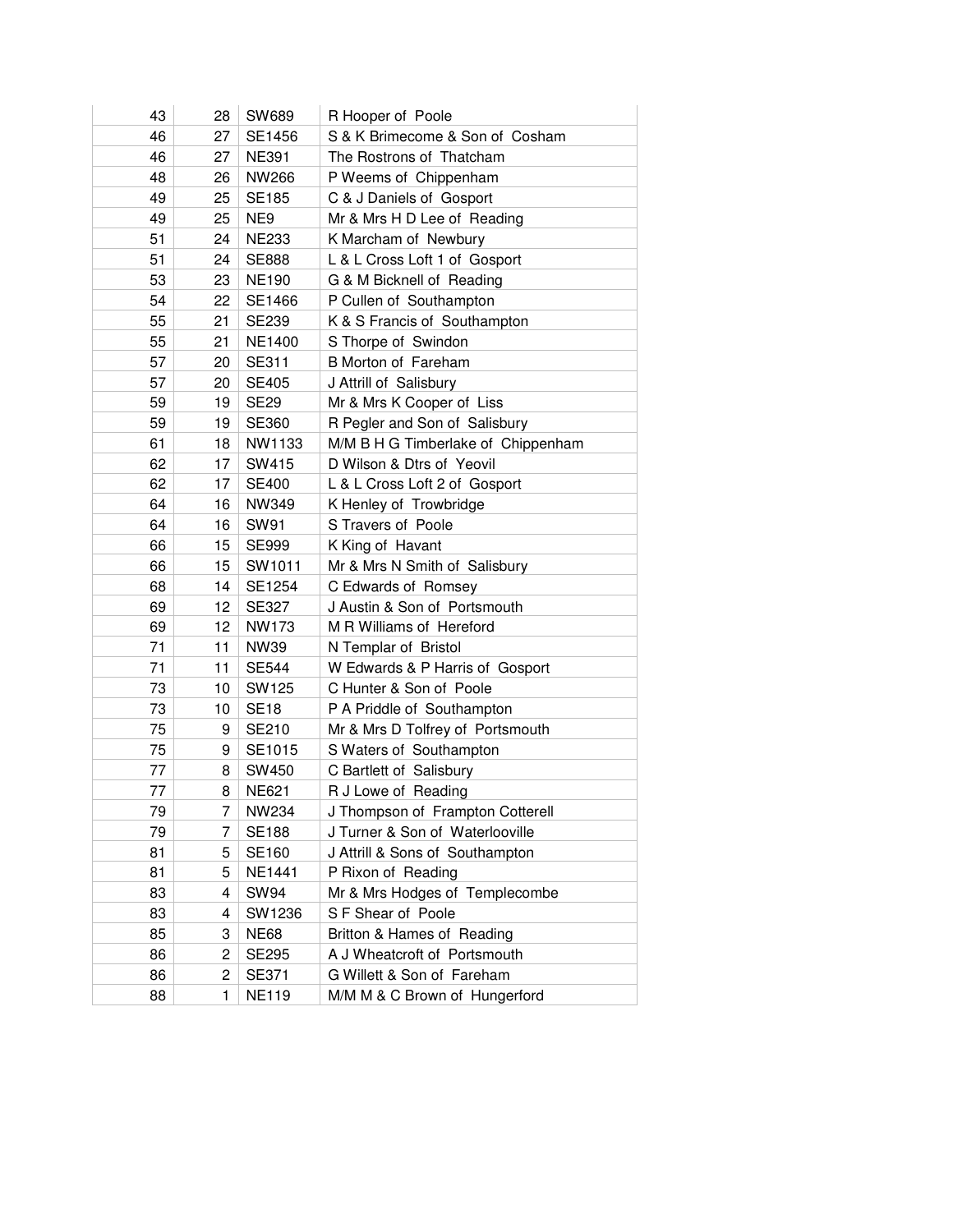| | | | |
|---|---|---|---|
| 43 | 28 | SW689 | R Hooper of Poole |
| 46 | 27 | SE1456 | S & K Brimecome & Son of Cosham |
| 46 | 27 | NE391 | The Rostrons of Thatcham |
| 48 | 26 | NW266 | P Weems of Chippenham |
| 49 | 25 | SE185 | C & J Daniels of Gosport |
| 49 | 25 | NE9 | Mr & Mrs H D Lee of Reading |
| 51 | 24 | NE233 | K Marcham of Newbury |
| 51 | 24 | SE888 | L & L Cross Loft 1 of Gosport |
| 53 | 23 | NE190 | G & M Bicknell of Reading |
| 54 | 22 | SE1466 | P Cullen of Southampton |
| 55 | 21 | SE239 | K & S Francis of Southampton |
| 55 | 21 | NE1400 | S Thorpe of Swindon |
| 57 | 20 | SE311 | B Morton of Fareham |
| 57 | 20 | SE405 | J Attrill of Salisbury |
| 59 | 19 | SE29 | Mr & Mrs K Cooper of Liss |
| 59 | 19 | SE360 | R Pegler and Son of Salisbury |
| 61 | 18 | NW1133 | M/M B H G Timberlake of Chippenham |
| 62 | 17 | SW415 | D Wilson & Dtrs of Yeovil |
| 62 | 17 | SE400 | L & L Cross Loft 2 of Gosport |
| 64 | 16 | NW349 | K Henley of Trowbridge |
| 64 | 16 | SW91 | S Travers of Poole |
| 66 | 15 | SE999 | K King of Havant |
| 66 | 15 | SW1011 | Mr & Mrs N Smith of Salisbury |
| 68 | 14 | SE1254 | C Edwards of Romsey |
| 69 | 12 | SE327 | J Austin & Son of Portsmouth |
| 69 | 12 | NW173 | M R Williams of Hereford |
| 71 | 11 | NW39 | N Templar of Bristol |
| 71 | 11 | SE544 | W Edwards & P Harris of Gosport |
| 73 | 10 | SW125 | C Hunter & Son of Poole |
| 73 | 10 | SE18 | P A Priddle of Southampton |
| 75 | 9 | SE210 | Mr & Mrs D Tolfrey of Portsmouth |
| 75 | 9 | SE1015 | S Waters of Southampton |
| 77 | 8 | SW450 | C Bartlett of Salisbury |
| 77 | 8 | NE621 | R J Lowe of Reading |
| 79 | 7 | NW234 | J Thompson of Frampton Cotterell |
| 79 | 7 | SE188 | J Turner & Son of Waterlooville |
| 81 | 5 | SE160 | J Attrill & Sons of Southampton |
| 81 | 5 | NE1441 | P Rixon of Reading |
| 83 | 4 | SW94 | Mr & Mrs Hodges of Templecombe |
| 83 | 4 | SW1236 | S F Shear of Poole |
| 85 | 3 | NE68 | Britton & Hames of Reading |
| 86 | 2 | SE295 | A J Wheatcroft of Portsmouth |
| 86 | 2 | SE371 | G Willett & Son of Fareham |
| 88 | 1 | NE119 | M/M M & C Brown of Hungerford |